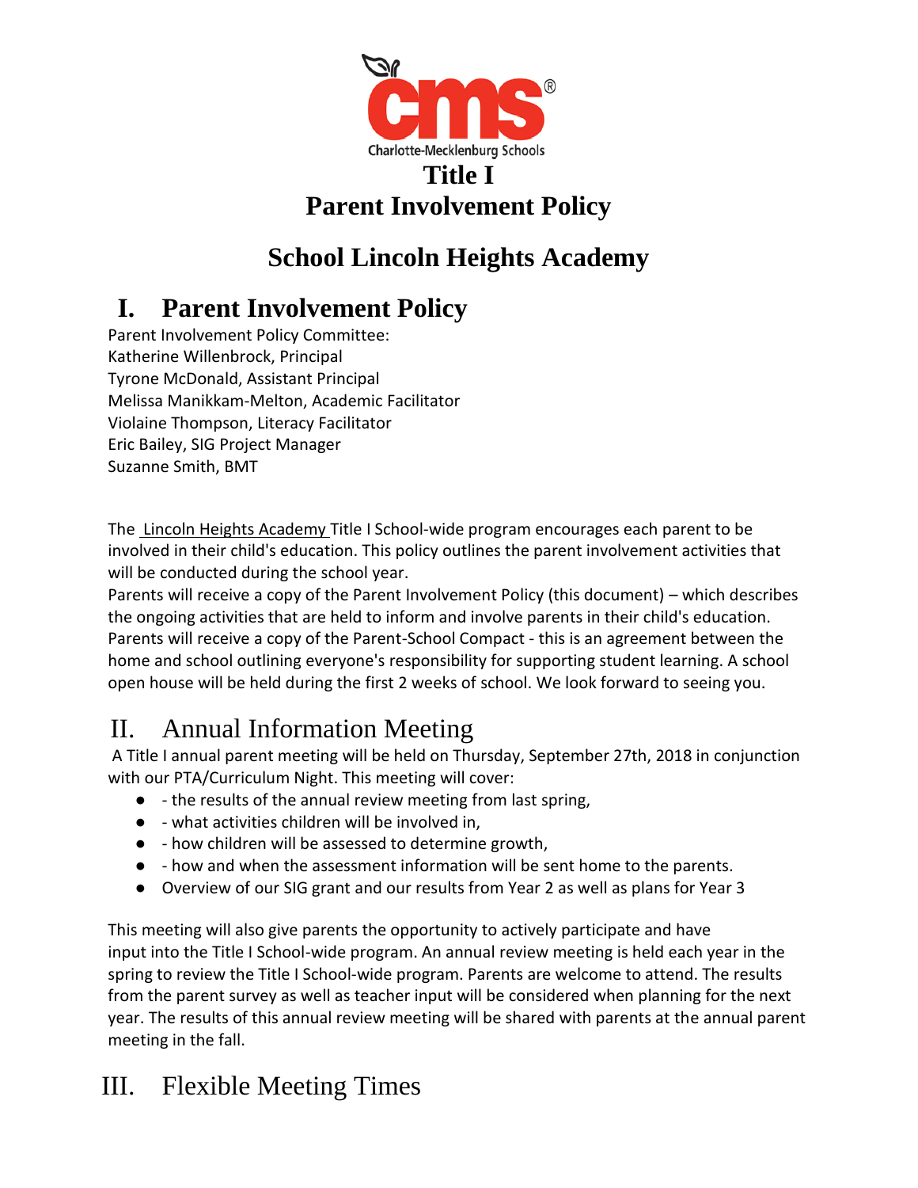Charlotte-Mecklenburg Schools

# Title I
# Parent Involvement Policy

## School Lincoln Heights Academy

## I. Parent Involvement Policy

Parent Involvement Policy Committee:
Katherine Willenbrock, Principal
Tyrone McDonald, Assistant Principal
Melissa Manikkam-Melton, Academic Facilitator
Violaine Thompson, Literacy Facilitator
Eric Bailey, SIG Project Manager
Suzanne Smith, BMT

The Lincoln Heights Academy Title I School-wide program encourages each parent to be involved in their child's education. This policy outlines the parent involvement activities that will be conducted during the school year.
Parents will receive a copy of the Parent Involvement Policy (this document) – which describes the ongoing activities that are held to inform and involve parents in their child's education.
Parents will receive a copy of the Parent-School Compact - this is an agreement between the home and school outlining everyone's responsibility for supporting student learning. A school open house will be held during the first 2 weeks of school. We look forward to seeing you.

## II. Annual Information Meeting

A Title I annual parent meeting will be held on Thursday, September 27th, 2018 in conjunction with our PTA/Curriculum Night. This meeting will cover:

- - the results of the annual review meeting from last spring,
- - what activities children will be involved in,
- - how children will be assessed to determine growth,
- - how and when the assessment information will be sent home to the parents.
- Overview of our SIG grant and our results from Year 2 as well as plans for Year 3

This meeting will also give parents the opportunity to actively participate and have input into the Title I School-wide program. An annual review meeting is held each year in the spring to review the Title I School-wide program. Parents are welcome to attend. The results from the parent survey as well as teacher input will be considered when planning for the next year. The results of this annual review meeting will be shared with parents at the annual parent meeting in the fall.

## III. Flexible Meeting Times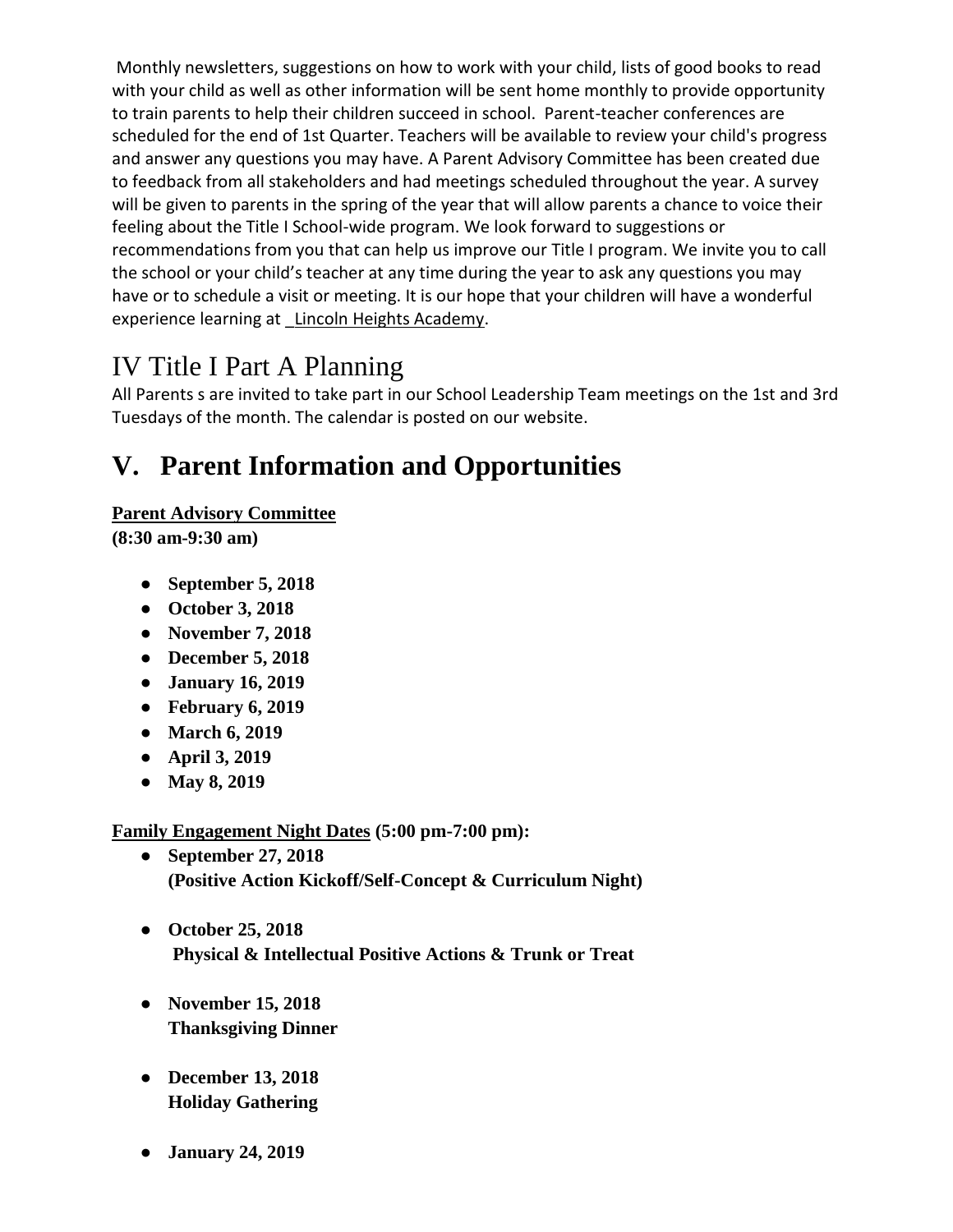Monthly newsletters, suggestions on how to work with your child, lists of good books to read with your child as well as other information will be sent home monthly to provide opportunity to train parents to help their children succeed in school. Parent-teacher conferences are scheduled for the end of 1st Quarter. Teachers will be available to review your child's progress and answer any questions you may have. A Parent Advisory Committee has been created due to feedback from all stakeholders and had meetings scheduled throughout the year. A survey will be given to parents in the spring of the year that will allow parents a chance to voice their feeling about the Title I School-wide program. We look forward to suggestions or recommendations from you that can help us improve our Title I program. We invite you to call the school or your child's teacher at any time during the year to ask any questions you may have or to schedule a visit or meeting. It is our hope that your children will have a wonderful experience learning at _Lincoln Heights Academy.

## IV Title I Part A Planning

All Parents s are invited to take part in our School Leadership Team meetings on the 1st and 3rd Tuesdays of the month. The calendar is posted on our website.

# V. Parent Information and Opportunities

**Parent Advisory Committee**
**(8:30 am-9:30 am)**

- **September 5, 2018**
- **October 3, 2018**
- **November 7, 2018**
- **December 5, 2018**
- **January 16, 2019**
- **February 6, 2019**
- **March 6, 2019**
- **April 3, 2019**
- **May 8, 2019**

**Family Engagement Night Dates (5:00 pm-7:00 pm):**

- **September 27, 2018**
  **(Positive Action Kickoff/Self-Concept & Curriculum Night)**
- **October 25, 2018**
  **Physical & Intellectual Positive Actions & Trunk or Treat**
- **November 15, 2018**
  **Thanksgiving Dinner**
- **December 13, 2018**
  **Holiday Gathering**
- **January 24, 2019**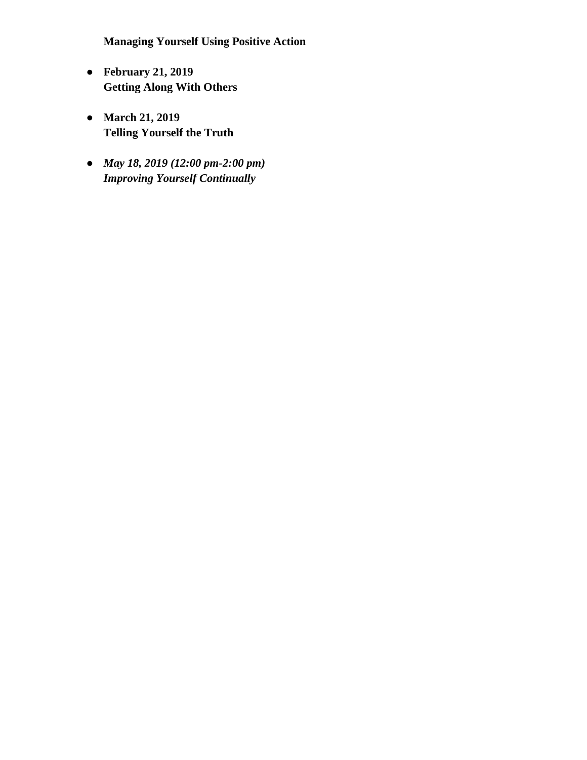**Managing Yourself Using Positive Action**

- **February 21, 2019**
  **Getting Along With Others**

- **March 21, 2019**
  **Telling Yourself the Truth**

- ***May 18, 2019 (12:00 pm-2:00 pm)***
  ***Improving Yourself Continually***